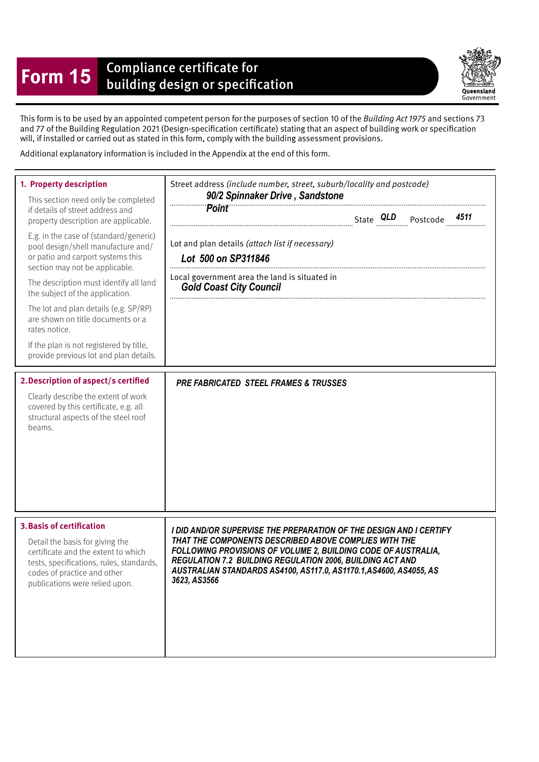# Form 15 Compliance certificate for building design or specification

Queensland Government

This form is to be used by an appointed competent person for the purposes of section 10 of the *Building Act 1975* and sections 73 and 77 of the Building Regulation 2021 (Design-specification certificate) stating that an aspect of building work or specification will, if installed or carried out as stated in this form, comply with the building assessment provisions.

Additional explanatory information is included in the Appendix at the end of this form.

| | |
|---|---|
| **1. Property description**<br><br>This section need only be completed if details of street address and property description are applicable.<br><br>E.g. in the case of (standard/generic) pool design/shell manufacture and/ or patio and carport systems this section may not be applicable.<br><br>The description must identify all land the subject of the application.<br><br>The lot and plan details (e.g. SP/RP) are shown on title documents or a rates notice.<br><br>If the plan is not registered by title, provide previous lot and plan details. | Street address *(include number, street, suburb/locality and postcode)*<br>***90/2 Spinnaker Drive , Sandstone Point***<br>State ***QLD*** Postcode ***4511***<br><br>Lot and plan details *(attach list if necessary)*<br>***Lot 500 on SP311846***<br><br>Local government area the land is situated in<br>***Gold Coast City Council*** |
| **2. Description of aspect/s certified**<br><br>Clearly describe the extent of work covered by this certificate, e.g. all structural aspects of the steel roof beams. | ***PRE FABRICATED STEEL FRAMES & TRUSSES*** |
| **3. Basis of certification**<br><br>Detail the basis for giving the certificate and the extent to which tests, specifications, rules, standards, codes of practice and other publications were relied upon. | ***I DID AND/OR SUPERVISE THE PREPARATION OF THE DESIGN AND I CERTIFY THAT THE COMPONENTS DESCRIBED ABOVE COMPLIES WITH THE FOLLOWING PROVISIONS OF VOLUME 2, BUILDING CODE OF AUSTRALIA, REGULATION 7.2 BUILDING REGULATION 2006, BUILDING ACT AND AUSTRALIAN STANDARDS AS4100, AS117.0, AS1170.1,AS4600, AS4055, AS 3623, AS3566*** |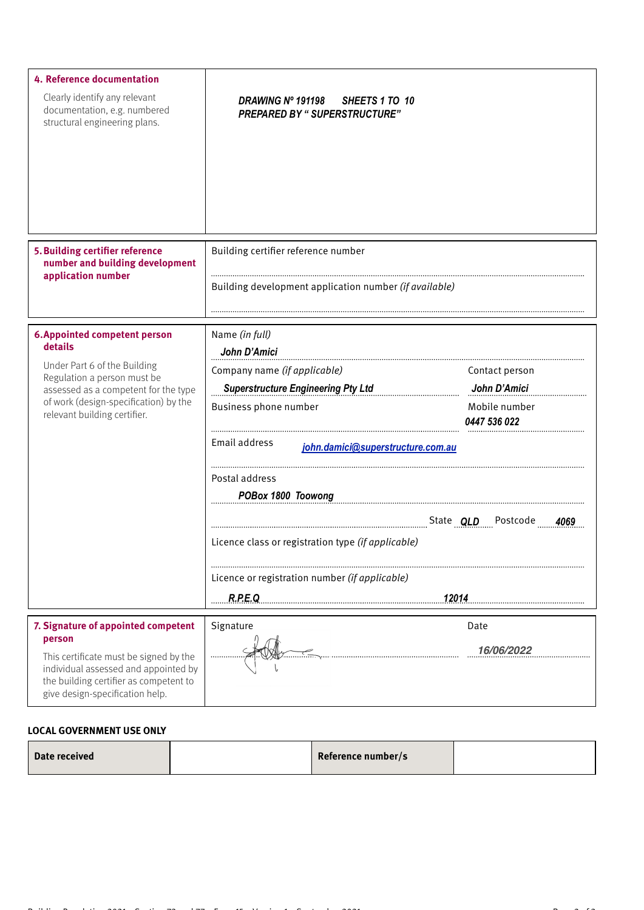## 4. Reference documentation

Clearly identify any relevant documentation, e.g. numbered structural engineering plans.

*DRAWING Nº 191198 SHEETS 1 TO 10*
*PREPARED BY " SUPERSTRUCTURE"*

## 5. Building certifier reference number and building development application number

Building certifier reference number

Building development application number *(if available)*

## 6. Appointed competent person details

Under Part 6 of the Building Regulation a person must be assessed as a competent for the type of work (design-specification) by the relevant building certifier.

Name *(in full)*: *John D'Amici*

Company name *(if applicable)*: *Superstructure Engineering Pty Ltd*

Contact person: *John D'Amici*

Business phone number:

Mobile number: *0447 536 022*

Email address: *john.damici@superstructure.com.au*

Postal address: *POBox 1800 Toowong*

State: *QLD* Postcode: *4069*

Licence class or registration type *(if applicable)*

Licence or registration number *(if applicable)*: *R.P.E.Q* *12014*

## 7. Signature of appointed competent person

This certificate must be signed by the individual assessed and appointed by the building certifier as competent to give design-specification help.

Signature: [signature]

Date: *16/06/2022*

**LOCAL GOVERNMENT USE ONLY**

| **Date received** | | **Reference number/s** | |
|---|---|---|---|